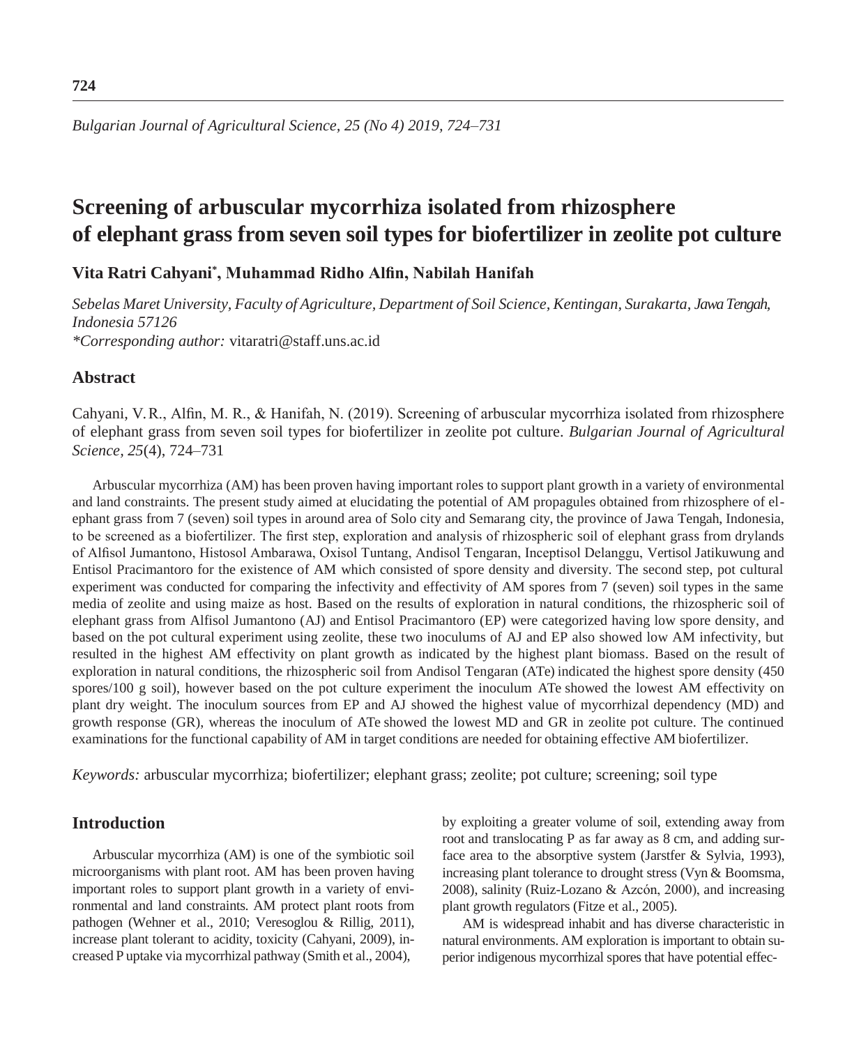# Screening of arbuscular mycorrhiza isolated from rhizosphere of elephant grass from seven soil types for biofertilizer in zeolite pot culture

**Vita Ratri Cahyani*, Muhammad Ridho Alfin, Nabilah Hanifah**

*Sebelas Maret University, Faculty of Agriculture, Department of Soil Science, Kentingan, Surakarta, Jawa Tengah, Indonesia 57126*
**Corresponding author:* vitaratri@staff.uns.ac.id

## Abstract

Cahyani, V.R., Alfin, M. R., & Hanifah, N. (2019). Screening of arbuscular mycorrhiza isolated from rhizosphere of elephant grass from seven soil types for biofertilizer in zeolite pot culture. *Bulgarian Journal of Agricultural Science, 25*(4), 724–731

Arbuscular mycorrhiza (AM) has been proven having important roles to support plant growth in a variety of environmental and land constraints. The present study aimed at elucidating the potential of AM propagules obtained from rhizosphere of elephant grass from 7 (seven) soil types in around area of Solo city and Semarang city, the province of Jawa Tengah, Indonesia, to be screened as a biofertilizer. The first step, exploration and analysis of rhizospheric soil of elephant grass from drylands of Alfisol Jumantono, Histosol Ambarawa, Oxisol Tuntang, Andisol Tengaran, Inceptisol Delanggu, Vertisol Jatikuwung and Entisol Pracimantoro for the existence of AM which consisted of spore density and diversity. The second step, pot cultural experiment was conducted for comparing the infectivity and effectivity of AM spores from 7 (seven) soil types in the same media of zeolite and using maize as host. Based on the results of exploration in natural conditions, the rhizospheric soil of elephant grass from Alfisol Jumantono (AJ) and Entisol Pracimantoro (EP) were categorized having low spore density, and based on the pot cultural experiment using zeolite, these two inoculums of AJ and EP also showed low AM infectivity, but resulted in the highest AM effectivity on plant growth as indicated by the highest plant biomass. Based on the result of exploration in natural conditions, the rhizospheric soil from Andisol Tengaran (ATe) indicated the highest spore density (450 spores/100 g soil), however based on the pot culture experiment the inoculum ATe showed the lowest AM effectivity on plant dry weight. The inoculum sources from EP and AJ showed the highest value of mycorrhizal dependency (MD) and growth response (GR), whereas the inoculum of ATe showed the lowest MD and GR in zeolite pot culture. The continued examinations for the functional capability of AM in target conditions are needed for obtaining effective AM biofertilizer.

*Keywords:* arbuscular mycorrhiza; biofertilizer; elephant grass; zeolite; pot culture; screening; soil type

## Introduction

Arbuscular mycorrhiza (AM) is one of the symbiotic soil microorganisms with plant root. AM has been proven having important roles to support plant growth in a variety of environmental and land constraints. AM protect plant roots from pathogen (Wehner et al., 2010; Veresoglou & Rillig, 2011), increase plant tolerant to acidity, toxicity (Cahyani, 2009), increased P uptake via mycorrhizal pathway (Smith et al., 2004), by exploiting a greater volume of soil, extending away from root and translocating P as far away as 8 cm, and adding surface area to the absorptive system (Jarstfer & Sylvia, 1993), increasing plant tolerance to drought stress (Vyn & Boomsma, 2008), salinity (Ruiz-Lozano & Azcón, 2000), and increasing plant growth regulators (Fitze et al., 2005).

AM is widespread inhabit and has diverse characteristic in natural environments. AM exploration is important to obtain superior indigenous mycorrhizal spores that have potential effec-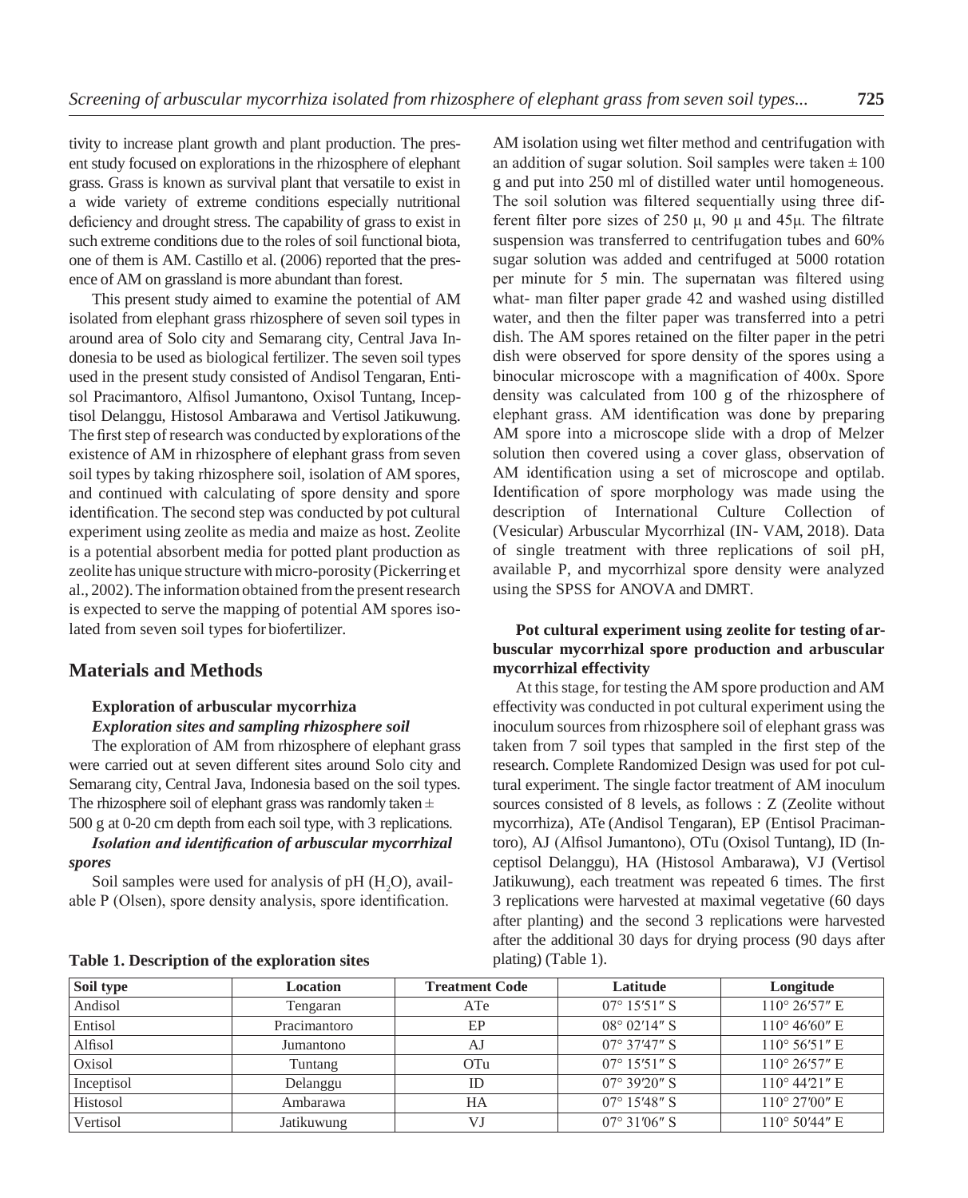tivity to increase plant growth and plant production. The present study focused on explorations in the rhizosphere of elephant grass. Grass is known as survival plant that versatile to exist in a wide variety of extreme conditions especially nutritional deficiency and drought stress. The capability of grass to exist in such extreme conditions due to the roles of soil functional biota, one of them is AM. Castillo et al. (2006) reported that the presence of AM on grassland is more abundant than forest.

This present study aimed to examine the potential of AM isolated from elephant grass rhizosphere of seven soil types in around area of Solo city and Semarang city, Central Java Indonesia to be used as biological fertilizer. The seven soil types used in the present study consisted of Andisol Tengaran, Entisol Pracimantoro, Alfisol Jumantono, Oxisol Tuntang, Inceptisol Delanggu, Histosol Ambarawa and Vertisol Jatikuwung. The first step of research was conducted by explorations of the existence of AM in rhizosphere of elephant grass from seven soil types by taking rhizosphere soil, isolation of AM spores, and continued with calculating of spore density and spore identification. The second step was conducted by pot cultural experiment using zeolite as media and maize as host. Zeolite is a potential absorbent media for potted plant production as zeolite has unique structure with micro-porosity (Pickerring et al., 2002). The information obtained from the present research is expected to serve the mapping of potential AM spores isolated from seven soil types for biofertilizer.

## Materials and Methods

### Exploration of arbuscular mycorrhiza

#### *Exploration sites and sampling rhizosphere soil*

The exploration of AM from rhizosphere of elephant grass were carried out at seven different sites around Solo city and Semarang city, Central Java, Indonesia based on the soil types. The rhizosphere soil of elephant grass was randomly taken ± 500 g at 0-20 cm depth from each soil type, with 3 replications.

#### *Isolation and identification of arbuscular mycorrhizal spores*

Soil samples were used for analysis of pH ($H_2O$), available P (Olsen), spore density analysis, spore identification. AM isolation using wet filter method and centrifugation with an addition of sugar solution. Soil samples were taken ± 100 g and put into 250 ml of distilled water until homogeneous. The soil solution was filtered sequentially using three different filter pore sizes of 250 μ, 90 μ and 45μ. The filtrate suspension was transferred to centrifugation tubes and 60% sugar solution was added and centrifuged at 5000 rotation per minute for 5 min. The supernatan was filtered using what- man filter paper grade 42 and washed using distilled water, and then the filter paper was transferred into a petri dish. The AM spores retained on the filter paper in the petri dish were observed for spore density of the spores using a binocular microscope with a magnification of 400x. Spore density was calculated from 100 g of the rhizosphere of elephant grass. AM identification was done by preparing AM spore into a microscope slide with a drop of Melzer solution then covered using a cover glass, observation of AM identification using a set of microscope and optilab. Identification of spore morphology was made using the description of International Culture Collection of (Vesicular) Arbuscular Mycorrhizal (IN- VAM, 2018). Data of single treatment with three replications of soil pH, available P, and mycorrhizal spore density were analyzed using the SPSS for ANOVA and DMRT.

### Pot cultural experiment using zeolite for testing of arbuscular mycorrhizal spore production and arbuscular mycorrhizal effectivity

At this stage, for testing the AM spore production and AM effectivity was conducted in pot cultural experiment using the inoculum sources from rhizosphere soil of elephant grass was taken from 7 soil types that sampled in the first step of the research. Complete Randomized Design was used for pot cultural experiment. The single factor treatment of AM inoculum sources consisted of 8 levels, as follows : Z (Zeolite without mycorrhiza), ATe (Andisol Tengaran), EP (Entisol Pracimantoro), AJ (Alfisol Jumantono), OTu (Oxisol Tuntang), ID (Inceptisol Delanggu), HA (Histosol Ambarawa), VJ (Vertisol Jatikuwung), each treatment was repeated 6 times. The first 3 replications were harvested at maximal vegetative (60 days after planting) and the second 3 replications were harvested after the additional 30 days for drying process (90 days after plating) (Table 1).

**Table 1. Description of the exploration sites**

| Soil type | Location | Treatment Code | Latitude | Longitude |
|---|---|---|---|---|
| Andisol | Tengaran | ATe | 07° 15′51″ S | 110° 26′57″ E |
| Entisol | Pracimantoro | EP | 08° 02′14″ S | 110° 46′60″ E |
| Alfisol | Jumantono | AJ | 07° 37′47″ S | 110° 56′51″ E |
| Oxisol | Tuntang | OTu | 07° 15′51″ S | 110° 26′57″ E |
| Inceptisol | Delanggu | ID | 07° 39′20″ S | 110° 44′21″ E |
| Histosol | Ambarawa | HA | 07° 15′48″ S | 110° 27′00″ E |
| Vertisol | Jatikuwung | VJ | 07° 31′06″ S | 110° 50′44″ E |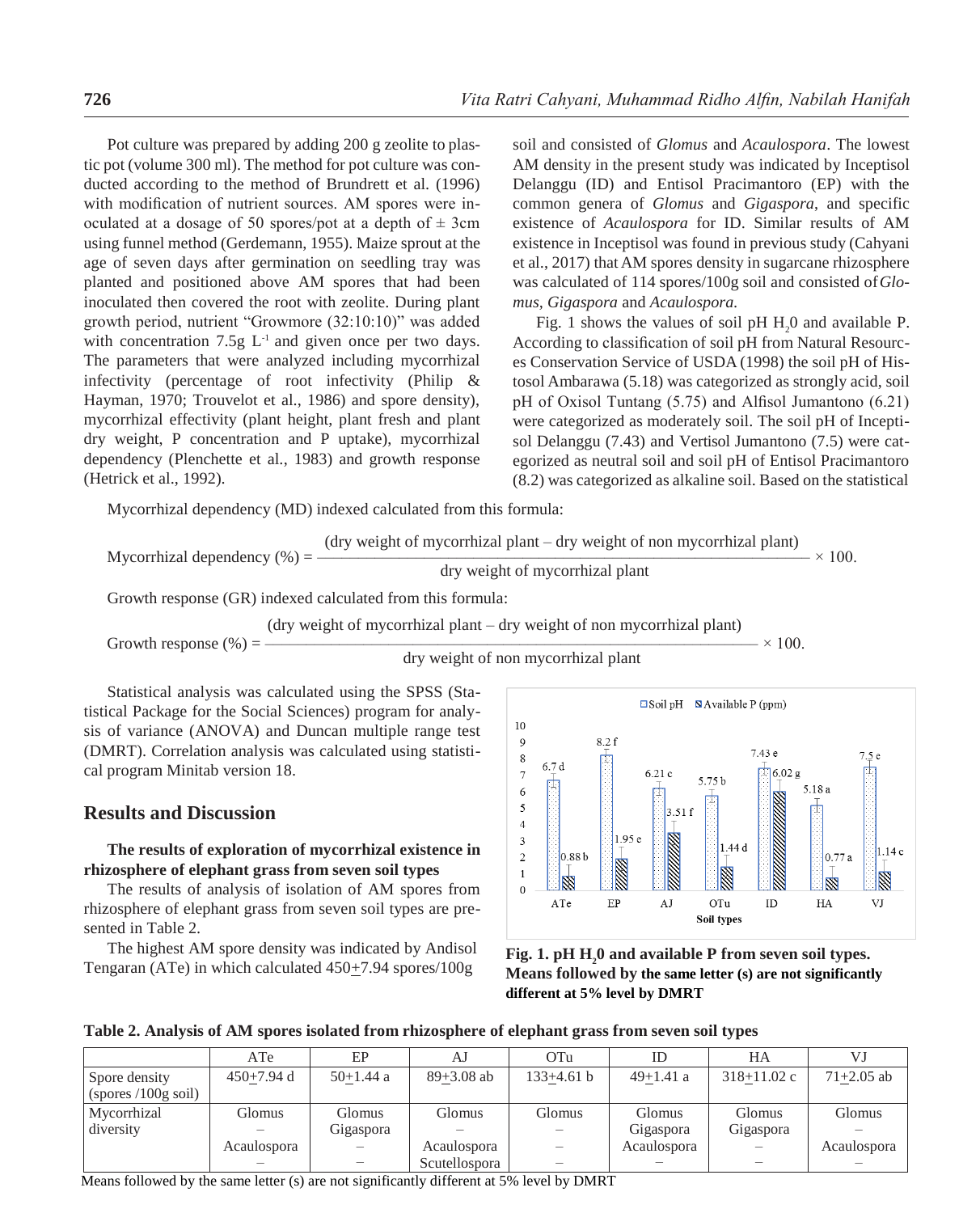Pot culture was prepared by adding 200 g zeolite to plastic pot (volume 300 ml). The method for pot culture was conducted according to the method of Brundrett et al. (1996) with modification of nutrient sources. AM spores were inoculated at a dosage of 50 spores/pot at a depth of ± 3cm using funnel method (Gerdemann, 1955). Maize sprout at the age of seven days after germination on seedling tray was planted and positioned above AM spores that had been inoculated then covered the root with zeolite. During plant growth period, nutrient "Growmore (32:10:10)" was added with concentration 7.5g $L^{-1}$ and given once per two days. The parameters that were analyzed including mycorrhizal infectivity (percentage of root infectivity (Philip & Hayman, 1970; Trouvelot et al., 1986) and spore density), mycorrhizal effectivity (plant height, plant fresh and plant dry weight, P concentration and P uptake), mycorrhizal dependency (Plenchette et al., 1983) and growth response (Hetrick et al., 1992).

Mycorrhizal dependency (MD) indexed calculated from this formula:

$$\text{Mycorrhizal dependency (\%)} = \frac{\text{(dry weight of mycorrhizal plant – dry weight of non mycorrhizal plant)}}{\text{dry weight of mycorrhizal plant}} \times 100.$$

Growth response (GR) indexed calculated from this formula:

$$\text{Growth response (\%)} = \frac{\text{(dry weight of mycorrhizal plant – dry weight of non mycorrhizal plant)}}{\text{dry weight of non mycorrhizal plant}} \times 100.$$

Statistical analysis was calculated using the SPSS (Statistical Package for the Social Sciences) program for analysis of variance (ANOVA) and Duncan multiple range test (DMRT). Correlation analysis was calculated using statistical program Minitab version 18.

## Results and Discussion

**The results of exploration of mycorrhizal existence in rhizosphere of elephant grass from seven soil types**

The results of analysis of isolation of AM spores from rhizosphere of elephant grass from seven soil types are presented in Table 2.

The highest AM spore density was indicated by Andisol Tengaran (ATe) in which calculated 450±7.94 spores/100g soil and consisted of *Glomus* and *Acaulospora*. The lowest AM density in the present study was indicated by Inceptisol Delanggu (ID) and Entisol Pracimantoro (EP) with the common genera of *Glomus* and *Gigaspora*, and specific existence of *Acaulospora* for ID. Similar results of AM existence in Inceptisol was found in previous study (Cahyani et al., 2017) that AM spores density in sugarcane rhizosphere was calculated of 114 spores/100g soil and consisted of *Glomus*, *Gigaspora* and *Acaulospora.*

Fig. 1 shows the values of soil pH $H_20$ and available P. According to classification of soil pH from Natural Resources Conservation Service of USDA (1998) the soil pH of Histosol Ambarawa (5.18) was categorized as strongly acid, soil pH of Oxisol Tuntang (5.75) and Alfisol Jumantono (6.21) were categorized as moderately soil. The soil pH of Inceptisol Delanggu (7.43) and Vertisol Jumantono (7.5) were categorized as neutral soil and soil pH of Entisol Pracimantoro (8.2) was categorized as alkaline soil. Based on the statistical

**Fig. 1. pH $H_20$ and available P from seven soil types. Means followed by the same letter (s) are not significantly different at 5% level by DMRT**

**Table 2. Analysis of AM spores isolated from rhizosphere of elephant grass from seven soil types**

| | ATe | EP | AJ | OTu | ID | HA | VJ |
|---|---|---|---|---|---|---|---|
| Spore density (spores /100g soil) | 450±7.94 d | 50±1.44 a | 89±3.08 ab | 133±4.61 b | 49±1.41 a | 318±11.02 c | 71±2.05 ab |
| Mycorrhizal diversity | Glomus | Glomus | Glomus | Glomus | Glomus | Glomus | Glomus |
| | – | Gigaspora | – | – | Gigaspora | Gigaspora | – |
| | Acaulospora | – | Acaulospora | – | Acaulospora | – | Acaulospora |
| | – | – | Scutellospora | – | – | – | – |

Means followed by the same letter (s) are not significantly different at 5% level by DMRT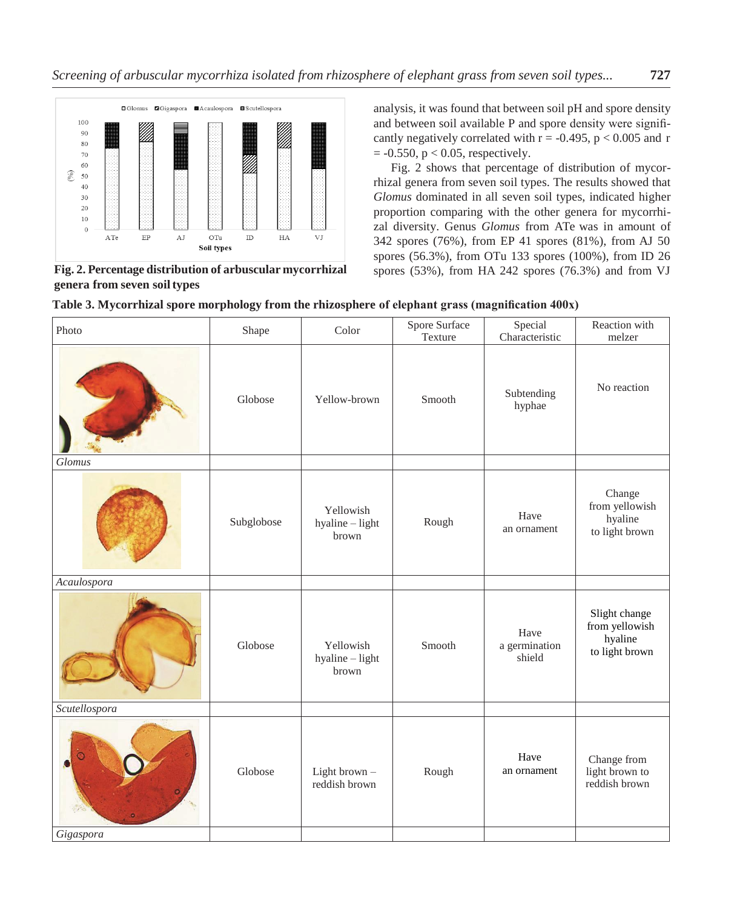analysis, it was found that between soil pH and spore density and between soil available P and spore density were significantly negatively correlated with r = -0.495, $p < 0.005$ and r = -0.550, $p < 0.05$, respectively.

Fig. 2 shows that percentage of distribution of mycorrhizal genera from seven soil types. The results showed that *Glomus* dominated in all seven soil types, indicated higher proportion comparing with the other genera for mycorrhizal diversity. Genus *Glomus* from ATe was in amount of 342 spores (76%), from EP 41 spores (81%), from AJ 50 spores (56.3%), from OTu 133 spores (100%), from ID 26 spores (53%), from HA 242 spores (76.3%) and from VJ

**Fig. 2. Percentage distribution of arbuscular mycorrhizal genera from seven soil types**

**Table 3. Mycorrhizal spore morphology from the rhizosphere of elephant grass (magnification 400x)**

| Photo | Shape | Color | Spore Surface Texture | Special Characteristic | Reaction with melzer |
|---|---|---|---|---|---|
| *Glomus* | Globose | Yellow-brown | Smooth | Subtending hyphae | No reaction |
| *Acaulospora* | Subglobose | Yellowish hyaline – light brown | Rough | Have an ornament | Change from yellowish hyaline to light brown |
| *Scutellospora* | Globose | Yellowish hyaline – light brown | Smooth | Have a germination shield | Slight change from yellowish hyaline to light brown |
| *Gigaspora* | Globose | Light brown – reddish brown | Rough | Have an ornament | Change from light brown to reddish brown |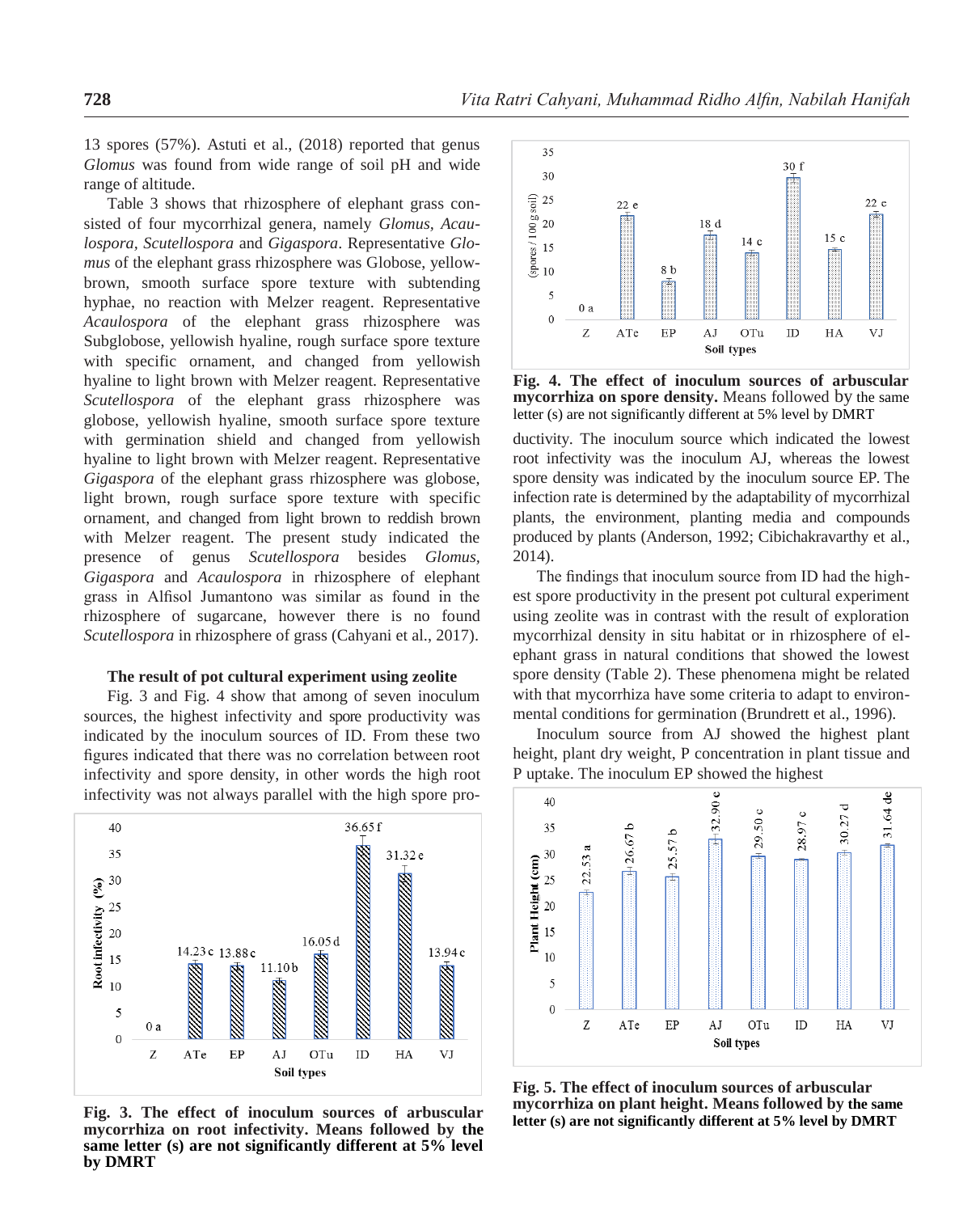13 spores (57%). Astuti et al., (2018) reported that genus *Glomus* was found from wide range of soil pH and wide range of altitude.

Table 3 shows that rhizosphere of elephant grass consisted of four mycorrhizal genera, namely *Glomus*, *Acaulospora*, *Scutellospora* and *Gigaspora*. Representative *Glomus* of the elephant grass rhizosphere was Globose, yellow-brown, smooth surface spore texture with subtending hyphae, no reaction with Melzer reagent. Representative *Acaulospora* of the elephant grass rhizosphere was Subglobose, yellowish hyaline, rough surface spore texture with specific ornament, and changed from yellowish hyaline to light brown with Melzer reagent. Representative *Scutellospora* of the elephant grass rhizosphere was globose, yellowish hyaline, smooth surface spore texture with germination shield and changed from yellowish hyaline to light brown with Melzer reagent. Representative *Gigaspora* of the elephant grass rhizosphere was globose, light brown, rough surface spore texture with specific ornament, and changed from light brown to reddish brown with Melzer reagent. The present study indicated the presence of genus *Scutellospora* besides *Glomus*, *Gigaspora* and *Acaulospora* in rhizosphere of elephant grass in Alfisol Jumantono was similar as found in the rhizosphere of sugarcane, however there is no found *Scutellospora* in rhizosphere of grass (Cahyani et al., 2017).

**The result of pot cultural experiment using zeolite**

Fig. 3 and Fig. 4 show that among of seven inoculum sources, the highest infectivity and spore productivity was indicated by the inoculum sources of ID. From these two figures indicated that there was no correlation between root infectivity and spore density, in other words the high root infectivity was not always parallel with the high spore productivity. The inoculum source which indicated the lowest root infectivity was the inoculum AJ, whereas the lowest spore density was indicated by the inoculum source EP. The infection rate is determined by the adaptability of mycorrhizal plants, the environment, planting media and compounds produced by plants (Anderson, 1992; Cibichakravarthy et al., 2014).

**Fig. 3. The effect of inoculum sources of arbuscular mycorrhiza on root infectivity. Means followed by the same letter (s) are not significantly different at 5% level by DMRT**

**Fig. 4. The effect of inoculum sources of arbuscular mycorrhiza on spore density.** Means followed by the same letter (s) are not significantly different at 5% level by DMRT

The findings that inoculum source from ID had the highest spore productivity in the present pot cultural experiment using zeolite was in contrast with the result of exploration mycorrhizal density in situ habitat or in rhizosphere of elephant grass in natural conditions that showed the lowest spore density (Table 2). These phenomena might be related with that mycorrhiza have some criteria to adapt to environmental conditions for germination (Brundrett et al., 1996).

Inoculum source from AJ showed the highest plant height, plant dry weight, P concentration in plant tissue and P uptake. The inoculum EP showed the highest

**Fig. 5. The effect of inoculum sources of arbuscular mycorrhiza on plant height. Means followed by the same letter (s) are not significantly different at 5% level by DMRT**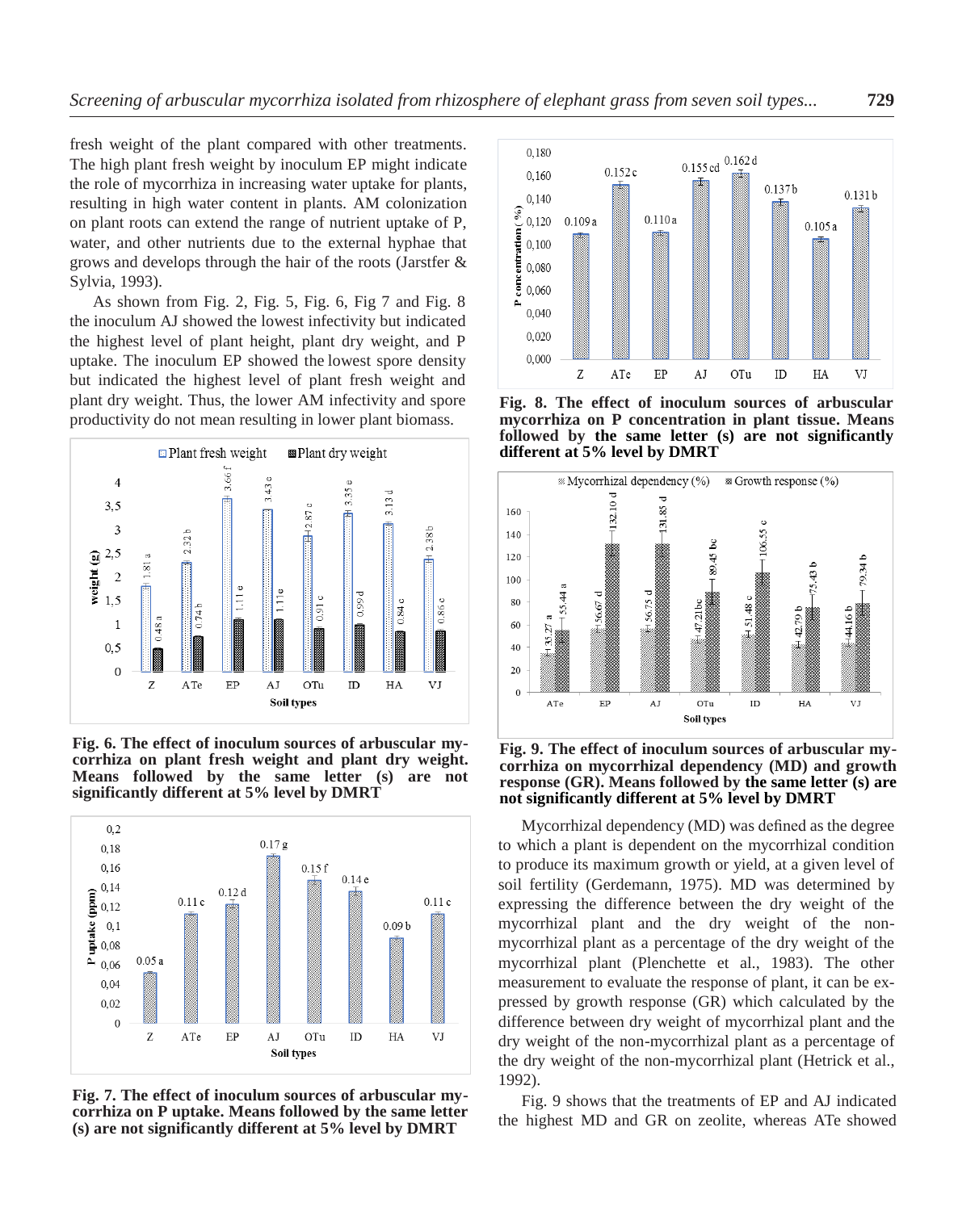fresh weight of the plant compared with other treatments. The high plant fresh weight by inoculum EP might indicate the role of mycorrhiza in increasing water uptake for plants, resulting in high water content in plants. AM colonization on plant roots can extend the range of nutrient uptake of P, water, and other nutrients due to the external hyphae that grows and develops through the hair of the roots (Jarstfer & Sylvia, 1993).

As shown from Fig. 2, Fig. 5, Fig. 6, Fig 7 and Fig. 8 the inoculum AJ showed the lowest infectivity but indicated the highest level of plant height, plant dry weight, and P uptake. The inoculum EP showed the lowest spore density but indicated the highest level of plant fresh weight and plant dry weight. Thus, the lower AM infectivity and spore productivity do not mean resulting in lower plant biomass.

**Fig. 6. The effect of inoculum sources of arbuscular mycorrhiza on plant fresh weight and plant dry weight. Means followed by the same letter (s) are not significantly different at 5% level by DMRT**

**Fig. 7. The effect of inoculum sources of arbuscular mycorrhiza on P uptake. Means followed by the same letter (s) are not significantly different at 5% level by DMRT**

**Fig. 8. The effect of inoculum sources of arbuscular mycorrhiza on P concentration in plant tissue. Means followed by the same letter (s) are not significantly different at 5% level by DMRT**

**Fig. 9. The effect of inoculum sources of arbuscular mycorrhiza on mycorrhizal dependency (MD) and growth response (GR). Means followed by the same letter (s) are not significantly different at 5% level by DMRT**

Mycorrhizal dependency (MD) was defined as the degree to which a plant is dependent on the mycorrhizal condition to produce its maximum growth or yield, at a given level of soil fertility (Gerdemann, 1975). MD was determined by expressing the difference between the dry weight of the mycorrhizal plant and the dry weight of the non-mycorrhizal plant as a percentage of the dry weight of the mycorrhizal plant (Plenchette et al., 1983). The other measurement to evaluate the response of plant, it can be expressed by growth response (GR) which calculated by the difference between dry weight of mycorrhizal plant and the dry weight of the non-mycorrhizal plant as a percentage of the dry weight of the non-mycorrhizal plant (Hetrick et al., 1992).

Fig. 9 shows that the treatments of EP and AJ indicated the highest MD and GR on zeolite, whereas ATe showed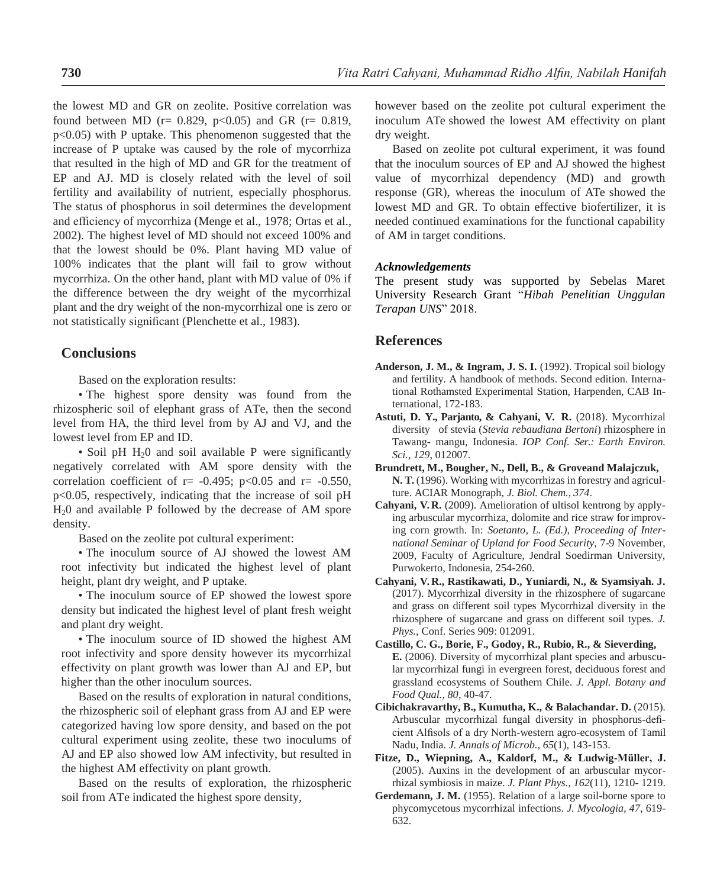the lowest MD and GR on zeolite. Positive correlation was found between MD ($r= 0.829$, $p<0.05$) and GR ($r= 0.819$, $p<0.05$) with P uptake. This phenomenon suggested that the increase of P uptake was caused by the role of mycorrhiza that resulted in the high of MD and GR for the treatment of EP and AJ. MD is closely related with the level of soil fertility and availability of nutrient, especially phosphorus. The status of phosphorus in soil determines the development and efficiency of mycorrhiza (Menge et al., 1978; Ortas et al., 2002). The highest level of MD should not exceed 100% and that the lowest should be 0%. Plant having MD value of 100% indicates that the plant will fail to grow without mycorrhiza. On the other hand, plant with MD value of 0% if the difference between the dry weight of the mycorrhizal plant and the dry weight of the non-mycorrhizal one is zero or not statistically significant (Plenchette et al., 1983).

## Conclusions

Based on the exploration results:

• The highest spore density was found from the rhizospheric soil of elephant grass of ATe, then the second level from HA, the third level from by AJ and VJ, and the lowest level from EP and ID.

• Soil pH $H_20$ and soil available P were significantly negatively correlated with AM spore density with the correlation coefficient of $r= -0.495$; $p<0.05$ and $r= -0.550$, $p<0.05$, respectively, indicating that the increase of soil pH $H_20$ and available P followed by the decrease of AM spore density.

Based on the zeolite pot cultural experiment:

• The inoculum source of AJ showed the lowest AM root infectivity but indicated the highest level of plant height, plant dry weight, and P uptake.

• The inoculum source of EP showed the lowest spore density but indicated the highest level of plant fresh weight and plant dry weight.

• The inoculum source of ID showed the highest AM root infectivity and spore density however its mycorrhizal effectivity on plant growth was lower than AJ and EP, but higher than the other inoculum sources.

Based on the results of exploration in natural conditions, the rhizospheric soil of elephant grass from AJ and EP were categorized having low spore density, and based on the pot cultural experiment using zeolite, these two inoculums of AJ and EP also showed low AM infectivity, but resulted in the highest AM effectivity on plant growth.

Based on the results of exploration, the rhizospheric soil from ATe indicated the highest spore density, however based on the zeolite pot cultural experiment the inoculum ATe showed the lowest AM effectivity on plant dry weight.

Based on zeolite pot cultural experiment, it was found that the inoculum sources of EP and AJ showed the highest value of mycorrhizal dependency (MD) and growth response (GR), whereas the inoculum of ATe showed the lowest MD and GR. To obtain effective biofertilizer, it is needed continued examinations for the functional capability of AM in target conditions.

### *Acknowledgements*

The present study was supported by Sebelas Maret University Research Grant "*Hibah Penelitian Unggulan Terapan UNS*" 2018.

## References

**Anderson, J. M., & Ingram, J. S. I.** (1992). Tropical soil biology and fertility. A handbook of methods. Second edition. International Rothamsted Experimental Station, Harpenden, CAB International, 172-183.

**Astuti, D. Y., Parjanto, & Cahyani, V. R.** (2018). Mycorrhizal diversity of stevia (*Stevia rebaudiana Bertoni*) rhizosphere in Tawang- mangu, Indonesia. *IOP Conf. Ser.: Earth Environ. Sci., 129*, 012007.

**Brundrett, M., Bougher, N., Dell, B., & Groveand Malajczuk, N. T.** (1996). Working with mycorrhizas in forestry and agriculture. ACIAR Monograph, *J. Biol. Chem., 374*.

**Cahyani, V. R.** (2009). Amelioration of ultisol kentrong by applying arbuscular mycorrhiza, dolomite and rice straw for improving corn growth. In: *Soetanto, L. (Ed.), Proceeding of International Seminar of Upland for Food Security*, 7-9 November, 2009, Faculty of Agriculture, Jendral Soedirman University, Purwokerto, Indonesia, 254-260.

**Cahyani, V. R., Rastikawati, D., Yuniardi, N., & Syamsiyah. J.** (2017). Mycorrhizal diversity in the rhizosphere of sugarcane and grass on different soil types Mycorrhizal diversity in the rhizosphere of sugarcane and grass on different soil types. *J. Phys.*, Conf. Series 909: 012091.

**Castillo, C. G., Borie, F., Godoy, R., Rubio, R., & Sieverding, E.** (2006). Diversity of mycorrhizal plant species and arbuscular mycorrhizal fungi in evergreen forest, deciduous forest and grassland ecosystems of Southern Chile. *J. Appl. Botany and Food Qual., 80*, 40-47.

**Cibichakravarthy, B., Kumutha, K., & Balachandar. D.** (2015). Arbuscular mycorrhizal fungal diversity in phosphorus-deficient Alfisols of a dry North-western agro-ecosystem of Tamil Nadu, India. *J. Annals of Microb., 65*(1), 143-153.

**Fitze, D., Wiepning, A., Kaldorf, M., & Ludwig-Müller, J.** (2005). Auxins in the development of an arbuscular mycorrhizal symbiosis in maize. *J. Plant Phys., 162*(11), 1210- 1219.

**Gerdemann, J. M.** (1955). Relation of a large soil-borne spore to phycomycetous mycorrhizal infections. *J. Mycologia, 47*, 619-632.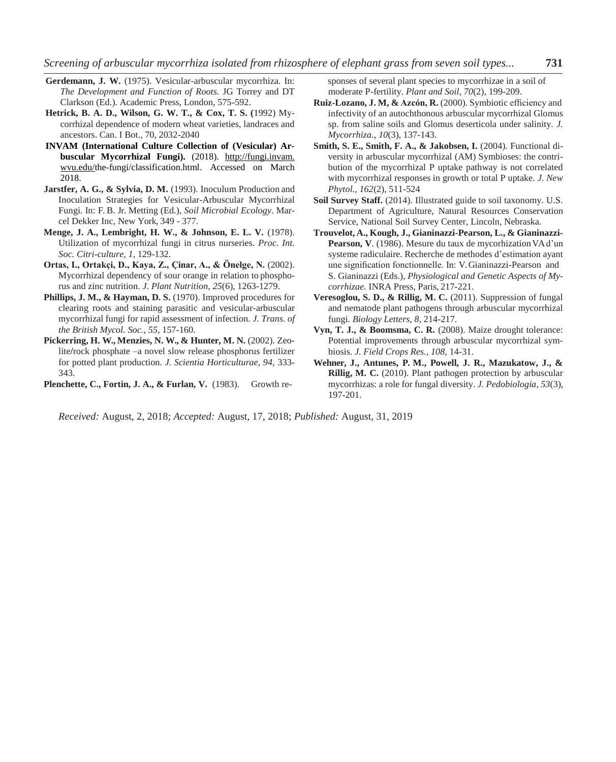**Gerdemann, J. W.** (1975). Vesicular-arbuscular mycorrhiza. In: *The Development and Function of Roots.* JG Torrey and DT Clarkson (Ed.). Academic Press, London, 575-592.

**Hetrick, B. A. D., Wilson, G. W. T., & Cox, T. S. (**1992) Mycorrhizal dependence of modern wheat varieties, landraces and ancestors. Can. I Bot., 70, 2032-2040

**INVAM (International Culture Collection of (Vesicular) Arbuscular Mycorrhizal Fungi).** (2018). http://fungi.invam.wvu.edu/the-fungi/classification.html. Accessed on March 2018.

**Jarstfer, A. G., & Sylvia, D. M.** (1993). Inoculum Production and Inoculation Strategies for Vesicular-Arbuscular Mycorrhizal Fungi. In: F. B. Jr. Metting (Ed.), *Soil Microbial Ecology*. Marcel Dekker Inc, New York, 349 - 377.

**Menge, J. A., Lembright, H. W., & Johnson, E. L. V.** (1978). Utilization of mycorrhizal fungi in citrus nurseries. *Proc. Int. Soc. Citri-culture, 1,* 129-132.

**Ortas, I., Ortakçi, D., Kaya, Z., Çinar, A., & Önelge, N.** (2002). Mycorrhizal dependency of sour orange in relation to phosphorus and zinc nutrition. *J. Plant Nutrition*, *25*(6), 1263-1279.

**Phillips, J. M., & Hayman, D. S.** (1970). Improved procedures for clearing roots and staining parasitic and vesicular-arbuscular mycorrhizal fungi for rapid assessment of infection. *J. Trans. of the British Mycol. Soc.*, *55*, 157-160.

**Pickerring, H. W., Menzies, N. W., & Hunter, M. N.** (2002). Zeolite/rock phosphate –a novel slow release phosphorus fertilizer for potted plant production. *J. Scientia Horticulturae, 94,* 333-343.

**Plenchette, C., Fortin, J. A., & Furlan, V.** (1983). Growth responses of several plant species to mycorrhizae in a soil of moderate P-fertility. *Plant and Soil*, *70*(2), 199-209.

**Ruiz-Lozano, J. M, & Azcón, R.** (2000). Symbiotic efficiency and infectivity of an autochthonous arbuscular mycorrhizal Glomus sp. from saline soils and Glomus deserticola under salinity. *J. Mycorrhiza.*, *10*(3), 137-143.

**Smith, S. E., Smith, F. A., & Jakobsen, I.** (2004). Functional diversity in arbuscular mycorrhizal (AM) Symbioses: the contribution of the mycorrhizal P uptake pathway is not correlated with mycorrhizal responses in growth or total P uptake. *J. New Phytol.*, *162*(2), 511-524

**Soil Survey Staff.** (2014). Illustrated guide to soil taxonomy. U.S. Department of Agriculture, Natural Resources Conservation Service, National Soil Survey Center, Lincoln, Nebraska.

**Trouvelot, A., Kough, J., Gianinazzi-Pearson, L., & Gianinazzi-Pearson, V**. (1986). Mesure du taux de mycorhization VA d'un systeme radiculaire. Recherche de methodes d'estimation ayant une signification fonctionnelle. In: V. Gianinazzi-Pearson and S. Gianinazzi (Eds.), *Physiological and Genetic Aspects of Mycorrhizae.* INRA Press, Paris, 217-221.

**Veresoglou, S. D., & Rillig, M. C.** (2011). Suppression of fungal and nematode plant pathogens through arbuscular mycorrhizal fungi. *Biology Letters*, *8,* 214-217.

**Vyn, T. J., & Boomsma, C. R.** (2008). Maize drought tolerance: Potential improvements through arbuscular mycorrhizal symbiosis. *J. Field Crops Res.*, *108*, 14-31.

**Wehner, J., Antunes, P. M., Powell, J. R., Mazukatow, J., & Rillig, M. C.** (2010). Plant pathogen protection by arbuscular mycorrhizas: a role for fungal diversity. *J. Pedobiologia*, *53*(3), 197-201.

*Received:* August, 2, 2018; *Accepted:* August, 17, 2018; *Published:* August, 31, 2019